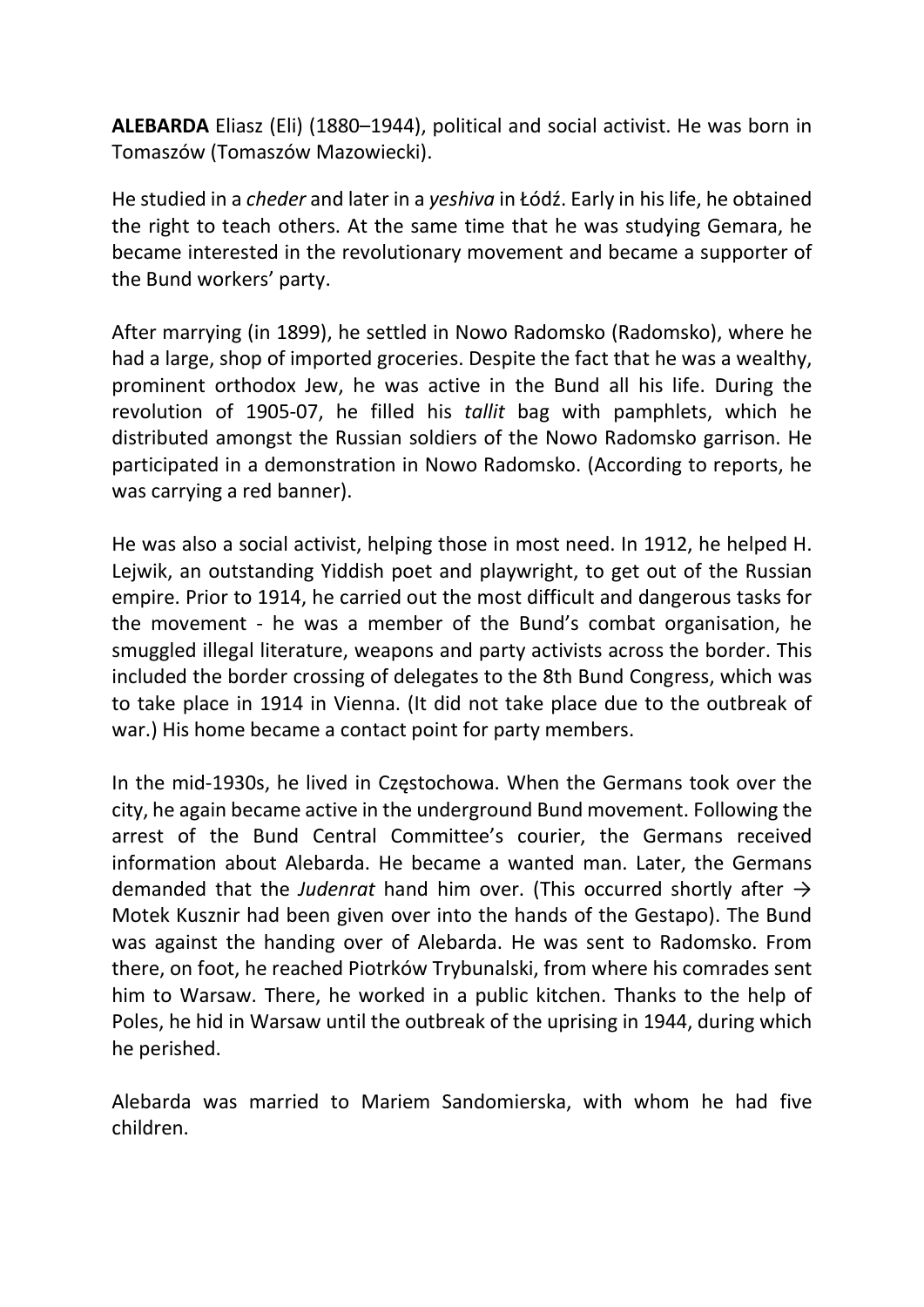**ALEBARDA** Eliasz (Eli) (1880–1944), political and social activist. He was born in Tomaszów (Tomaszów Mazowiecki).

He studied in a *cheder* and later in a *yeshiva* in Łódź. Early in his life, he obtained the right to teach others. At the same time that he was studying Gemara, he became interested in the revolutionary movement and became a supporter of the Bund workers' party.

After marrying (in 1899), he settled in Nowo Radomsko (Radomsko), where he had a large, shop of imported groceries. Despite the fact that he was a wealthy, prominent orthodox Jew, he was active in the Bund all his life. During the revolution of 1905-07, he filled his *tallit* bag with pamphlets, which he distributed amongst the Russian soldiers of the Nowo Radomsko garrison. He participated in a demonstration in Nowo Radomsko. (According to reports, he was carrying a red banner).

He was also a social activist, helping those in most need. In 1912, he helped H. Lejwik, an outstanding Yiddish poet and playwright, to get out of the Russian empire. Prior to 1914, he carried out the most difficult and dangerous tasks for the movement - he was a member of the Bund's combat organisation, he smuggled illegal literature, weapons and party activists across the border. This included the border crossing of delegates to the 8th Bund Congress, which was to take place in 1914 in Vienna. (It did not take place due to the outbreak of war.) His home became a contact point for party members.

In the mid-1930s, he lived in Częstochowa. When the Germans took over the city, he again became active in the underground Bund movement. Following the arrest of the Bund Central Committee's courier, the Germans received information about Alebarda. He became a wanted man. Later, the Germans demanded that the *Judenrat* hand him over. (This occurred shortly after → Motek Kusznir had been given over into the hands of the Gestapo). The Bund was against the handing over of Alebarda. He was sent to Radomsko. From there, on foot, he reached Piotrków Trybunalski, from where his comrades sent him to Warsaw. There, he worked in a public kitchen. Thanks to the help of Poles, he hid in Warsaw until the outbreak of the uprising in 1944, during which he perished.

Alebarda was married to Mariem Sandomierska, with whom he had five children.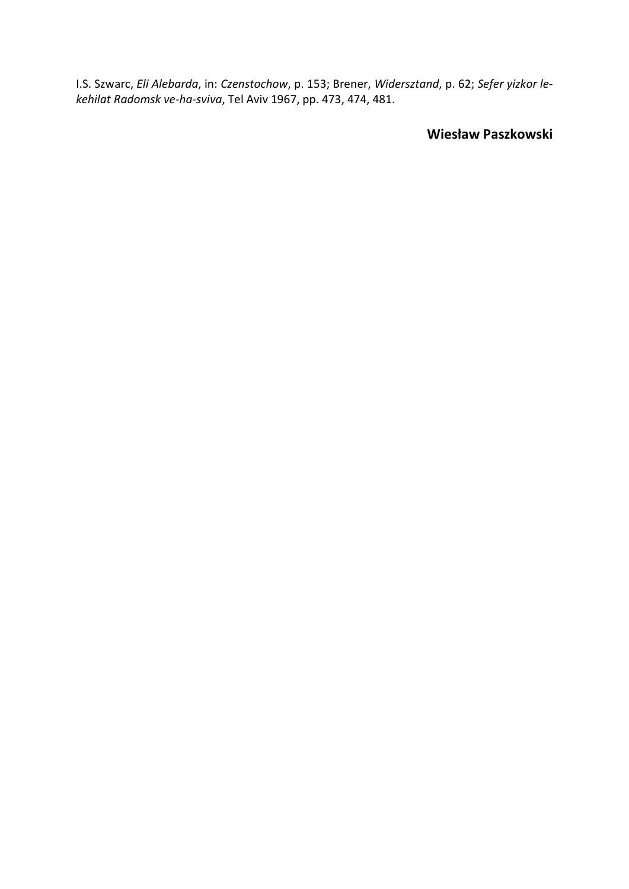I.S. Szwarc, *Eli Alebarda*, in: *Czenstochow*, p. 153; Brener, *Widersztand*, p. 62; *Sefer yizkor le-kehilat Radomsk ve-ha-sviva*, Tel Aviv 1967, pp. 473, 474, 481.

**Wiesław Paszkowski**